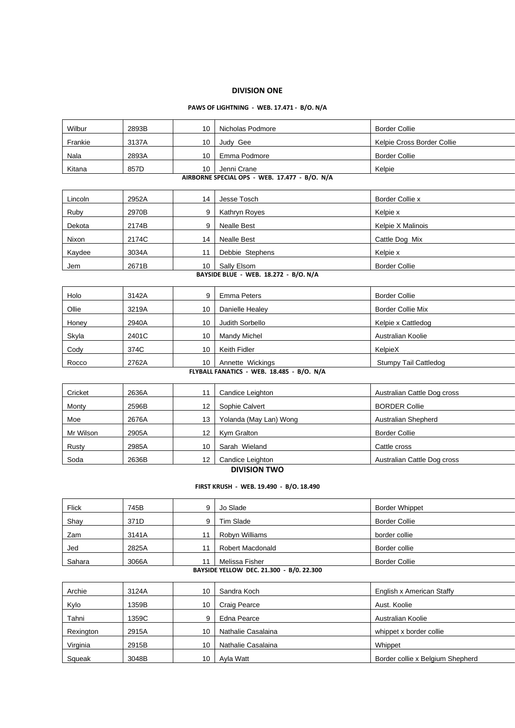## DIVISION ONE

### PAWS OF LIGHTNING - WEB. 17.471 - B/O. N/A

| | | | | |
|---|---|---|---|---|
| Wilbur | 2893B | 10 | Nicholas Podmore | Border Collie |
| Frankie | 3137A | 10 | Judy Gee | Kelpie Cross Border Collie |
| Nala | 2893A | 10 | Emma Podmore | Border Collie |
| Kitana | 857D | 10 | Jenni Crane | Kelpie |

### AIRBORNE SPECIAL OPS - WEB. 17.477 - B/O. N/A

| | | | | |
|---|---|---|---|---|
| Lincoln | 2952A | 14 | Jesse Tosch | Border Collie x |
| Ruby | 2970B | 9 | Kathryn Royes | Kelpie x |
| Dekota | 2174B | 9 | Nealle Best | Kelpie X Malinois |
| Nixon | 2174C | 14 | Nealle Best | Cattle Dog Mix |
| Kaydee | 3034A | 11 | Debbie Stephens | Kelpie x |
| Jem | 2671B | 10 | Sally Elsom | Border Collie |

### BAYSIDE BLUE - WEB. 18.272 - B/O. N/A

| | | | | |
|---|---|---|---|---|
| Holo | 3142A | 9 | Emma Peters | Border Collie |
| Ollie | 3219A | 10 | Danielle Healey | Border Collie Mix |
| Honey | 2940A | 10 | Judith Sorbello | Kelpie x Cattledog |
| Skyla | 2401C | 10 | Mandy Michel | Australian Koolie |
| Cody | 374C | 10 | Keith Fidler | KelpieX |
| Rocco | 2762A | 10 | Annette Wickings | Stumpy Tail Cattledog |

### FLYBALL FANATICS - WEB. 18.485 - B/O. N/A

| | | | | |
|---|---|---|---|---|
| Cricket | 2636A | 11 | Candice Leighton | Australian Cattle Dog cross |
| Monty | 2596B | 12 | Sophie Calvert | BORDER Collie |
| Moe | 2676A | 13 | Yolanda (May Lan) Wong | Australian Shepherd |
| Mr Wilson | 2905A | 12 | Kym Gralton | Border Collie |
| Rusty | 2985A | 10 | Sarah Wieland | Cattle cross |
| Soda | 2636B | 12 | Candice Leighton | Australian Cattle Dog cross |

## DIVISION TWO

### FIRST KRUSH - WEB. 19.490 - B/O. 18.490

| | | | | |
|---|---|---|---|---|
| Flick | 745B | 9 | Jo Slade | Border Whippet |
| Shay | 371D | 9 | Tim Slade | Border Collie |
| Zam | 3141A | 11 | Robyn Williams | border collie |
| Jed | 2825A | 11 | Robert Macdonald | Border collie |
| Sahara | 3066A | 11 | Melissa Fisher | Border Collie |

### BAYSIDE YELLOW DEC. 21.300 - B/0. 22.300

| | | | | |
|---|---|---|---|---|
| Archie | 3124A | 10 | Sandra Koch | English x American Staffy |
| Kylo | 1359B | 10 | Craig Pearce | Aust. Koolie |
| Tahni | 1359C | 9 | Edna Pearce | Australian Koolie |
| Rexington | 2915A | 10 | Nathalie Casalaina | whippet x border collie |
| Virginia | 2915B | 10 | Nathalie Casalaina | Whippet |
| Squeak | 3048B | 10 | Ayla Watt | Border collie x Belgium Shepherd |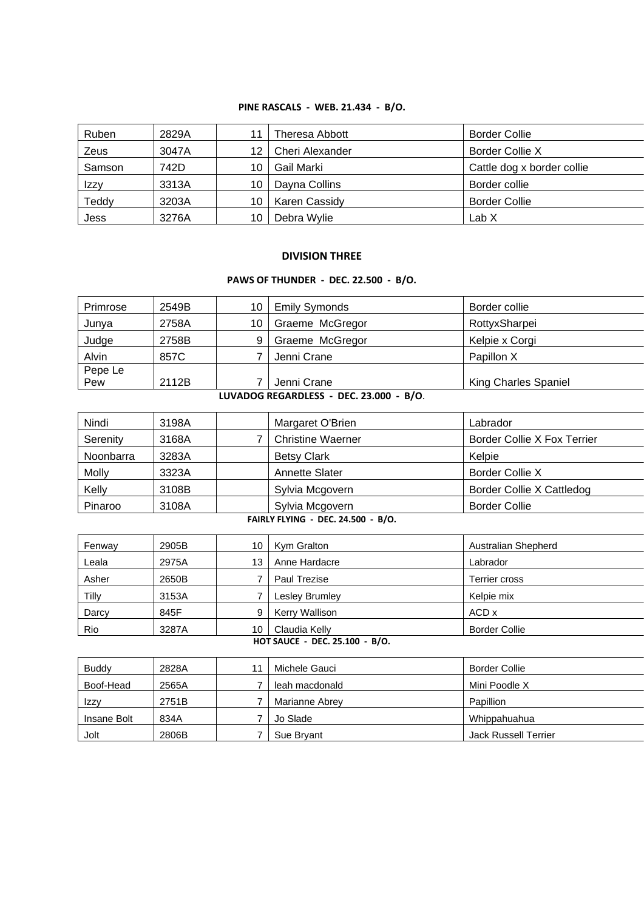**PINE RASCALS - WEB. 21.434 - B/O.**

| | | | | |
|---|---|---|---|---|
| Ruben | 2829A | 11 | Theresa Abbott | Border Collie |
| Zeus | 3047A | 12 | Cheri Alexander | Border Collie X |
| Samson | 742D | 10 | Gail Marki | Cattle dog x border collie |
| Izzy | 3313A | 10 | Dayna Collins | Border collie |
| Teddy | 3203A | 10 | Karen Cassidy | Border Collie |
| Jess | 3276A | 10 | Debra Wylie | Lab X |

## DIVISION THREE

**PAWS OF THUNDER - DEC. 22.500 - B/O.**

| | | | | |
|---|---|---|---|---|
| Primrose | 2549B | 10 | Emily Symonds | Border collie |
| Junya | 2758A | 10 | Graeme McGregor | RottyxSharpei |
| Judge | 2758B | 9 | Graeme McGregor | Kelpie x Corgi |
| Alvin | 857C | 7 | Jenni Crane | Papillon X |
| Pepe Le Pew | 2112B | 7 | Jenni Crane | King Charles Spaniel |

**LUVADOG REGARDLESS - DEC. 23.000 - B/O.**

| | | | | |
|---|---|---|---|---|
| Nindi | 3198A | | Margaret O'Brien | Labrador |
| Serenity | 3168A | 7 | Christine Waerner | Border Collie X Fox Terrier |
| Noonbarra | 3283A | | Betsy Clark | Kelpie |
| Molly | 3323A | | Annette Slater | Border Collie X |
| Kelly | 3108B | | Sylvia Mcgovern | Border Collie X Cattledog |
| Pinaroo | 3108A | | Sylvia Mcgovern | Border Collie |

**FAIRLY FLYING - DEC. 24.500 - B/O.**

| | | | | |
|---|---|---|---|---|
| Fenway | 2905B | 10 | Kym Gralton | Australian Shepherd |
| Leala | 2975A | 13 | Anne Hardacre | Labrador |
| Asher | 2650B | 7 | Paul Trezise | Terrier cross |
| Tilly | 3153A | 7 | Lesley Brumley | Kelpie mix |
| Darcy | 845F | 9 | Kerry Wallison | ACD x |
| Rio | 3287A | 10 | Claudia Kelly | Border Collie |

**HOT SAUCE - DEC. 25.100 - B/O.**

| | | | | |
|---|---|---|---|---|
| Buddy | 2828A | 11 | Michele Gauci | Border Collie |
| Boof-Head | 2565A | 7 | leah macdonald | Mini Poodle X |
| Izzy | 2751B | 7 | Marianne Abrey | Papillion |
| Insane Bolt | 834A | 7 | Jo Slade | Whippahuahua |
| Jolt | 2806B | 7 | Sue Bryant | Jack Russell Terrier |